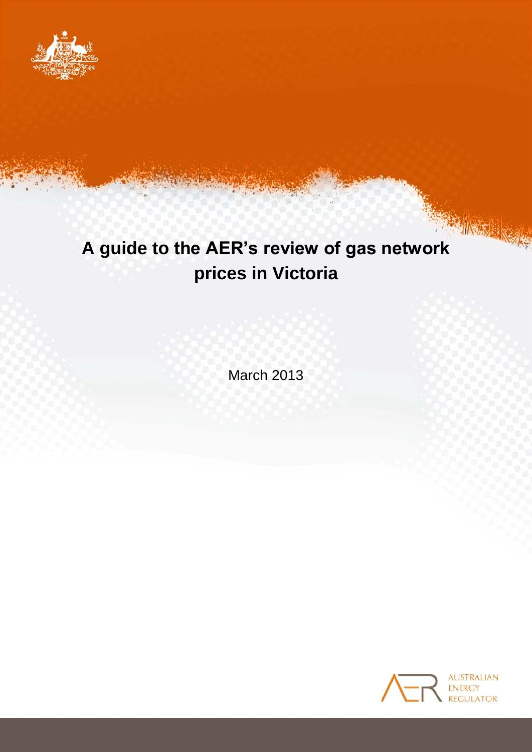# A guide to the AER's review of gas network prices in Victoria

March 2013

AUSTRALIAN ENERGY REGULATOR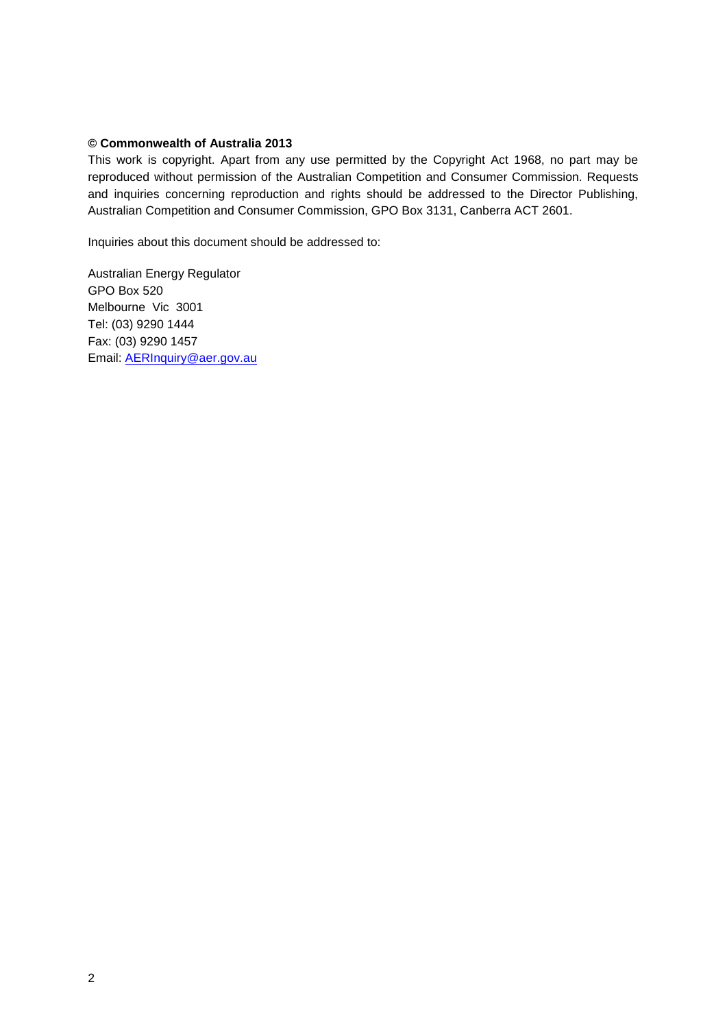**© Commonwealth of Australia 2013**

This work is copyright. Apart from any use permitted by the Copyright Act 1968, no part may be reproduced without permission of the Australian Competition and Consumer Commission. Requests and inquiries concerning reproduction and rights should be addressed to the Director Publishing, Australian Competition and Consumer Commission, GPO Box 3131, Canberra ACT 2601.

Inquiries about this document should be addressed to:

Australian Energy Regulator
GPO Box 520
Melbourne Vic 3001
Tel: (03) 9290 1444
Fax: (03) 9290 1457
Email: AERInquiry@aer.gov.au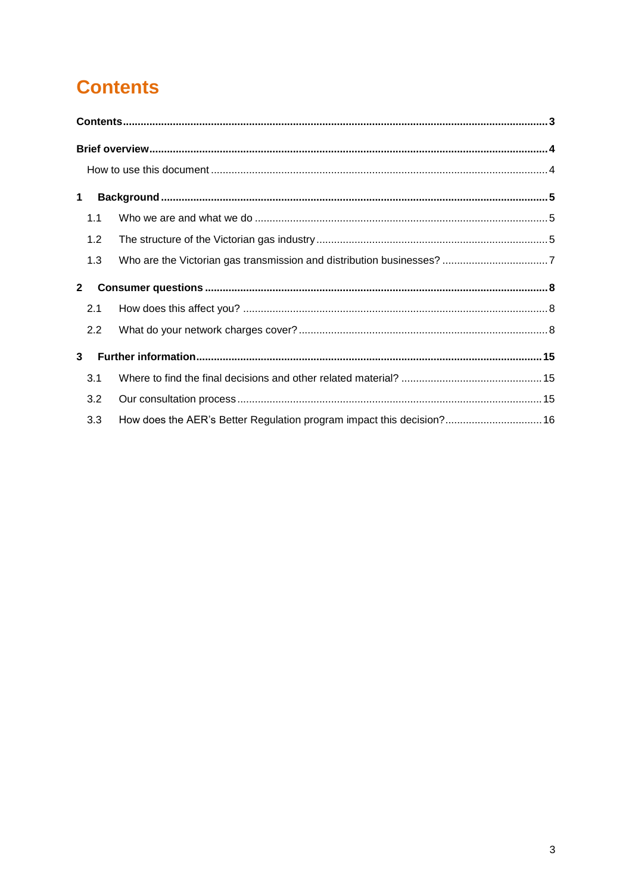# Contents

**Contents** ... **3**

**Brief overview** ... **4**

How to use this document ... 4

**1 Background** ... **5**

1.1 Who we are and what we do ... 5

1.2 The structure of the Victorian gas industry ... 5

1.3 Who are the Victorian gas transmission and distribution businesses? ... 7

**2 Consumer questions** ... **8**

2.1 How does this affect you? ... 8

2.2 What do your network charges cover? ... 8

**3 Further information** ... **15**

3.1 Where to find the final decisions and other related material? ... 15

3.2 Our consultation process ... 15

3.3 How does the AER's Better Regulation program impact this decision? ... 16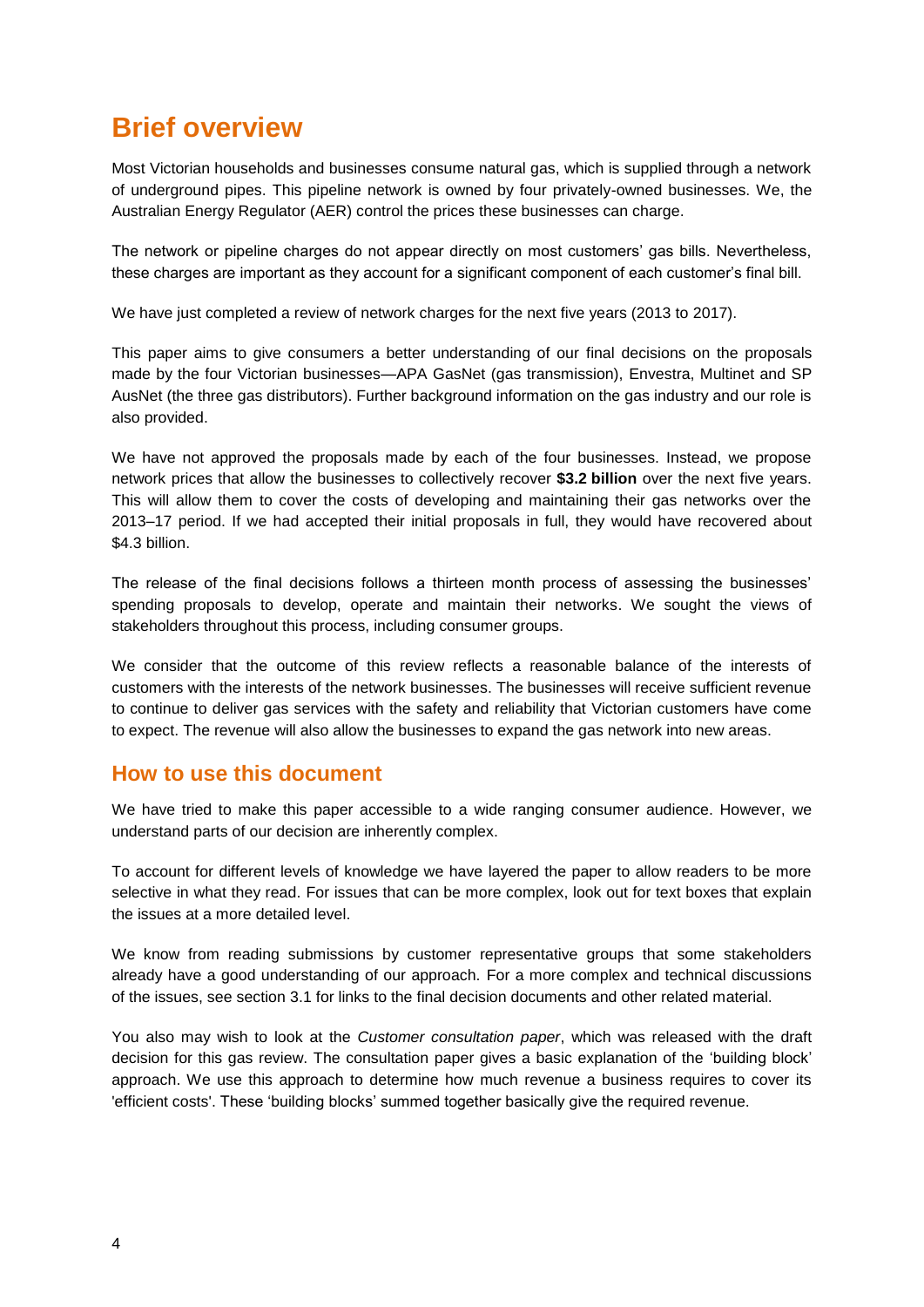# Brief overview

Most Victorian households and businesses consume natural gas, which is supplied through a network of underground pipes. This pipeline network is owned by four privately-owned businesses. We, the Australian Energy Regulator (AER) control the prices these businesses can charge.

The network or pipeline charges do not appear directly on most customers' gas bills. Nevertheless, these charges are important as they account for a significant component of each customer's final bill.

We have just completed a review of network charges for the next five years (2013 to 2017).

This paper aims to give consumers a better understanding of our final decisions on the proposals made by the four Victorian businesses—APA GasNet (gas transmission), Envestra, Multinet and SP AusNet (the three gas distributors). Further background information on the gas industry and our role is also provided.

We have not approved the proposals made by each of the four businesses. Instead, we propose network prices that allow the businesses to collectively recover **$3.2 billion** over the next five years. This will allow them to cover the costs of developing and maintaining their gas networks over the 2013–17 period. If we had accepted their initial proposals in full, they would have recovered about $4.3 billion.

The release of the final decisions follows a thirteen month process of assessing the businesses' spending proposals to develop, operate and maintain their networks. We sought the views of stakeholders throughout this process, including consumer groups.

We consider that the outcome of this review reflects a reasonable balance of the interests of customers with the interests of the network businesses. The businesses will receive sufficient revenue to continue to deliver gas services with the safety and reliability that Victorian customers have come to expect. The revenue will also allow the businesses to expand the gas network into new areas.

## How to use this document

We have tried to make this paper accessible to a wide ranging consumer audience. However, we understand parts of our decision are inherently complex.

To account for different levels of knowledge we have layered the paper to allow readers to be more selective in what they read. For issues that can be more complex, look out for text boxes that explain the issues at a more detailed level.

We know from reading submissions by customer representative groups that some stakeholders already have a good understanding of our approach. For a more complex and technical discussions of the issues, see section 3.1 for links to the final decision documents and other related material.

You also may wish to look at the *Customer consultation paper*, which was released with the draft decision for this gas review. The consultation paper gives a basic explanation of the 'building block' approach. We use this approach to determine how much revenue a business requires to cover its 'efficient costs'. These 'building blocks' summed together basically give the required revenue.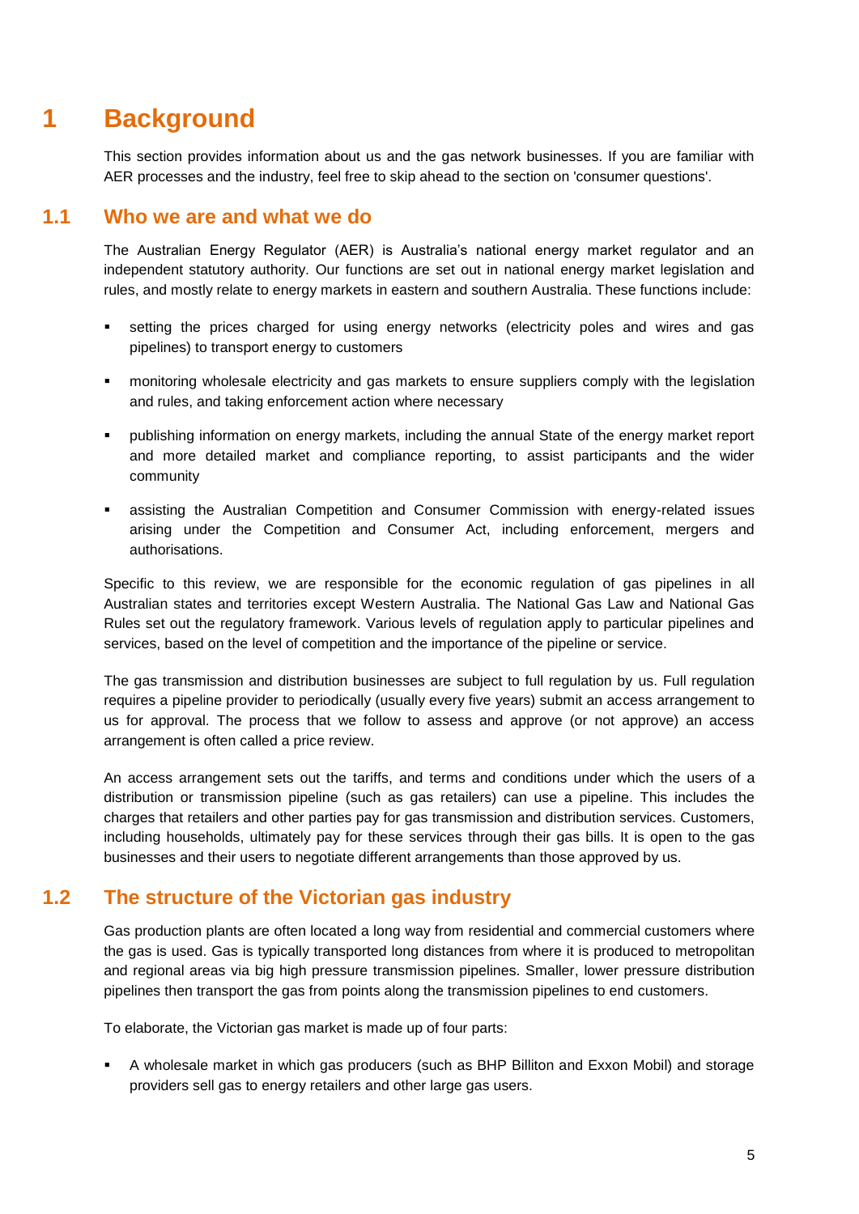# 1 Background

This section provides information about us and the gas network businesses. If you are familiar with AER processes and the industry, feel free to skip ahead to the section on 'consumer questions'.

## 1.1 Who we are and what we do

The Australian Energy Regulator (AER) is Australia's national energy market regulator and an independent statutory authority. Our functions are set out in national energy market legislation and rules, and mostly relate to energy markets in eastern and southern Australia. These functions include:

- setting the prices charged for using energy networks (electricity poles and wires and gas pipelines) to transport energy to customers
- monitoring wholesale electricity and gas markets to ensure suppliers comply with the legislation and rules, and taking enforcement action where necessary
- publishing information on energy markets, including the annual State of the energy market report and more detailed market and compliance reporting, to assist participants and the wider community
- assisting the Australian Competition and Consumer Commission with energy-related issues arising under the Competition and Consumer Act, including enforcement, mergers and authorisations.

Specific to this review, we are responsible for the economic regulation of gas pipelines in all Australian states and territories except Western Australia. The National Gas Law and National Gas Rules set out the regulatory framework. Various levels of regulation apply to particular pipelines and services, based on the level of competition and the importance of the pipeline or service.

The gas transmission and distribution businesses are subject to full regulation by us. Full regulation requires a pipeline provider to periodically (usually every five years) submit an access arrangement to us for approval. The process that we follow to assess and approve (or not approve) an access arrangement is often called a price review.

An access arrangement sets out the tariffs, and terms and conditions under which the users of a distribution or transmission pipeline (such as gas retailers) can use a pipeline. This includes the charges that retailers and other parties pay for gas transmission and distribution services. Customers, including households, ultimately pay for these services through their gas bills. It is open to the gas businesses and their users to negotiate different arrangements than those approved by us.

## 1.2 The structure of the Victorian gas industry

Gas production plants are often located a long way from residential and commercial customers where the gas is used. Gas is typically transported long distances from where it is produced to metropolitan and regional areas via big high pressure transmission pipelines. Smaller, lower pressure distribution pipelines then transport the gas from points along the transmission pipelines to end customers.

To elaborate, the Victorian gas market is made up of four parts:

- A wholesale market in which gas producers (such as BHP Billiton and Exxon Mobil) and storage providers sell gas to energy retailers and other large gas users.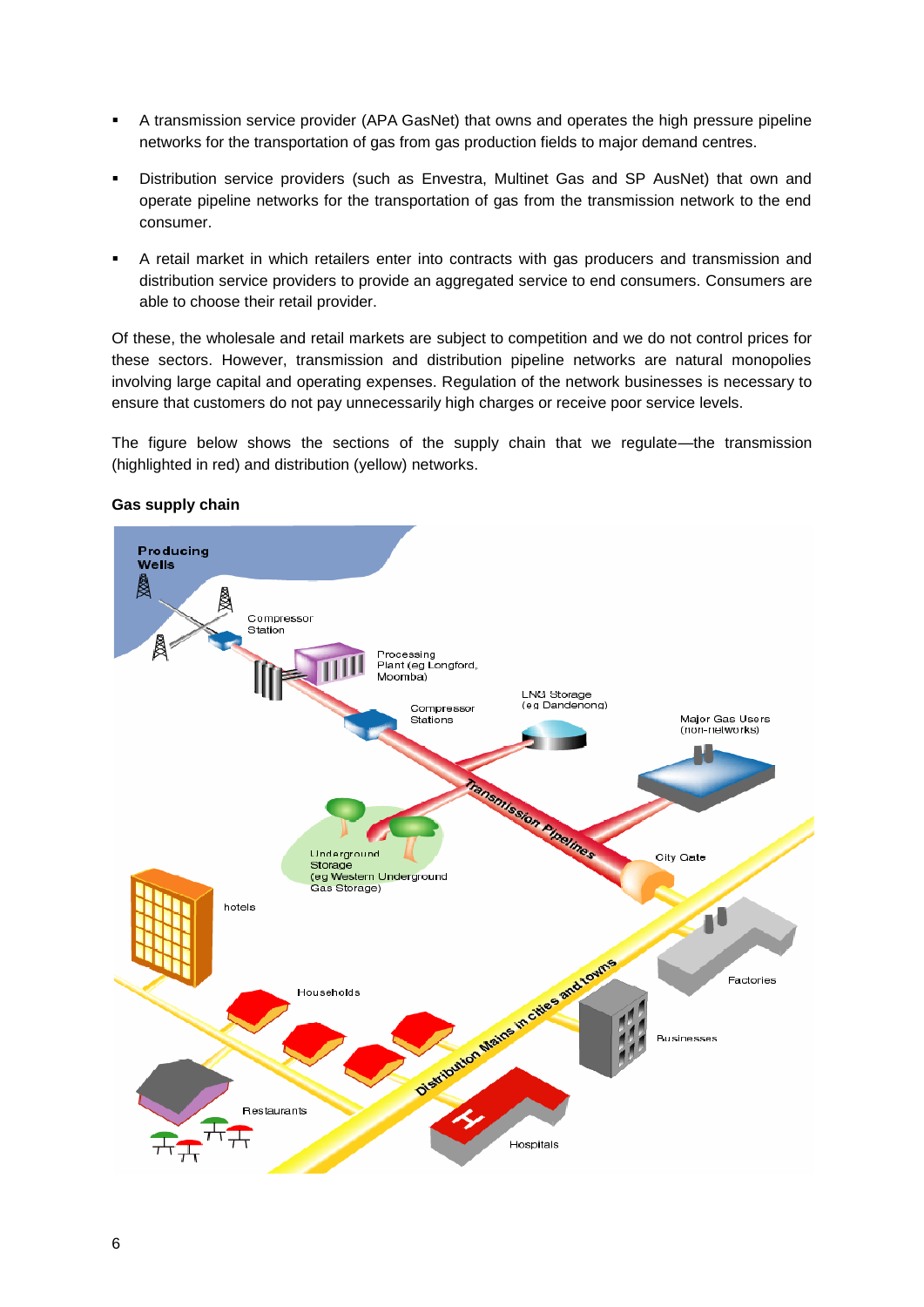- A transmission service provider (APA GasNet) that owns and operates the high pressure pipeline networks for the transportation of gas from gas production fields to major demand centres.
- Distribution service providers (such as Envestra, Multinet Gas and SP AusNet) that own and operate pipeline networks for the transportation of gas from the transmission network to the end consumer.
- A retail market in which retailers enter into contracts with gas producers and transmission and distribution service providers to provide an aggregated service to end consumers. Consumers are able to choose their retail provider.

Of these, the wholesale and retail markets are subject to competition and we do not control prices for these sectors. However, transmission and distribution pipeline networks are natural monopolies involving large capital and operating expenses. Regulation of the network businesses is necessary to ensure that customers do not pay unnecessarily high charges or receive poor service levels.

The figure below shows the sections of the supply chain that we regulate—the transmission (highlighted in red) and distribution (yellow) networks.

**Gas supply chain**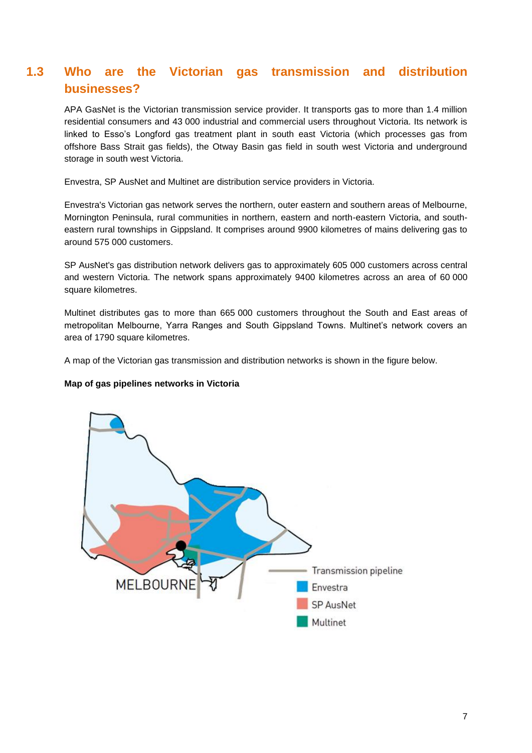## 1.3 Who are the Victorian gas transmission and distribution businesses?

APA GasNet is the Victorian transmission service provider. It transports gas to more than 1.4 million residential consumers and 43 000 industrial and commercial users throughout Victoria. Its network is linked to Esso's Longford gas treatment plant in south east Victoria (which processes gas from offshore Bass Strait gas fields), the Otway Basin gas field in south west Victoria and underground storage in south west Victoria.

Envestra, SP AusNet and Multinet are distribution service providers in Victoria.

Envestra's Victorian gas network serves the northern, outer eastern and southern areas of Melbourne, Mornington Peninsula, rural communities in northern, eastern and north-eastern Victoria, and south-eastern rural townships in Gippsland. It comprises around 9900 kilometres of mains delivering gas to around 575 000 customers.

SP AusNet's gas distribution network delivers gas to approximately 605 000 customers across central and western Victoria. The network spans approximately 9400 kilometres across an area of 60 000 square kilometres.

Multinet distributes gas to more than 665 000 customers throughout the South and East areas of metropolitan Melbourne, Yarra Ranges and South Gippsland Towns. Multinet's network covers an area of 1790 square kilometres.

A map of the Victorian gas transmission and distribution networks is shown in the figure below.

**Map of gas pipelines networks in Victoria**

MELBOURNE

Transmission pipeline
Envestra
SP AusNet
Multinet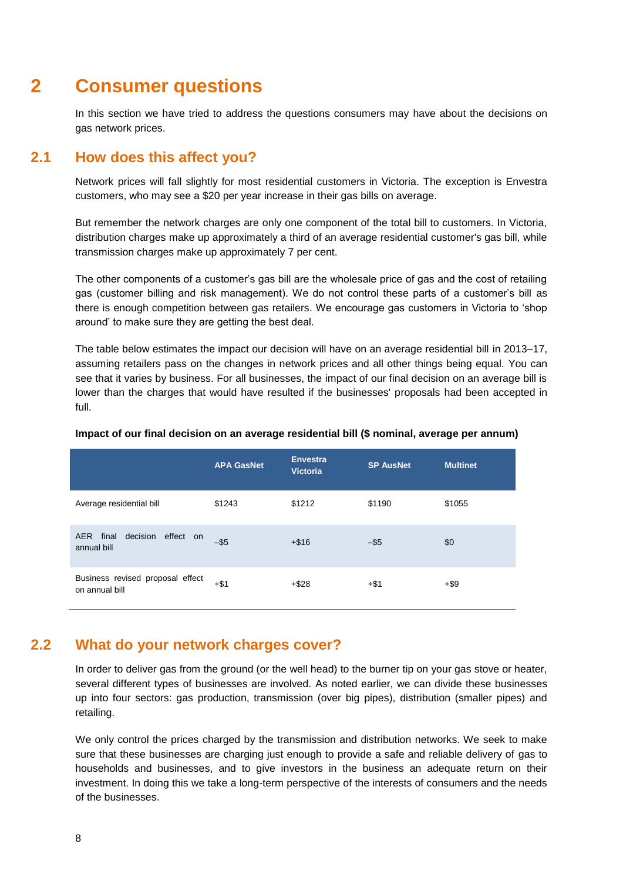# 2 Consumer questions

In this section we have tried to address the questions consumers may have about the decisions on gas network prices.

## 2.1 How does this affect you?

Network prices will fall slightly for most residential customers in Victoria. The exception is Envestra customers, who may see a $20 per year increase in their gas bills on average.

But remember the network charges are only one component of the total bill to customers. In Victoria, distribution charges make up approximately a third of an average residential customer's gas bill, while transmission charges make up approximately 7 per cent.

The other components of a customer's gas bill are the wholesale price of gas and the cost of retailing gas (customer billing and risk management). We do not control these parts of a customer's bill as there is enough competition between gas retailers. We encourage gas customers in Victoria to 'shop around' to make sure they are getting the best deal.

The table below estimates the impact our decision will have on an average residential bill in 2013–17, assuming retailers pass on the changes in network prices and all other things being equal. You can see that it varies by business. For all businesses, the impact of our final decision on an average bill is lower than the charges that would have resulted if the businesses' proposals had been accepted in full.

**Impact of our final decision on an average residential bill ($ nominal, average per annum)**

| | APA GasNet | Envestra Victoria | SP AusNet | Multinet |
|---|---|---|---|---|
| Average residential bill | $1243 | $1212 | $1190 | $1055 |
| AER final decision effect on annual bill | –$5 | +$16 | –$5 | $0 |
| Business revised proposal effect on annual bill | +$1 | +$28 | +$1 | +$9 |

## 2.2 What do your network charges cover?

In order to deliver gas from the ground (or the well head) to the burner tip on your gas stove or heater, several different types of businesses are involved. As noted earlier, we can divide these businesses up into four sectors: gas production, transmission (over big pipes), distribution (smaller pipes) and retailing.

We only control the prices charged by the transmission and distribution networks. We seek to make sure that these businesses are charging just enough to provide a safe and reliable delivery of gas to households and businesses, and to give investors in the business an adequate return on their investment. In doing this we take a long-term perspective of the interests of consumers and the needs of the businesses.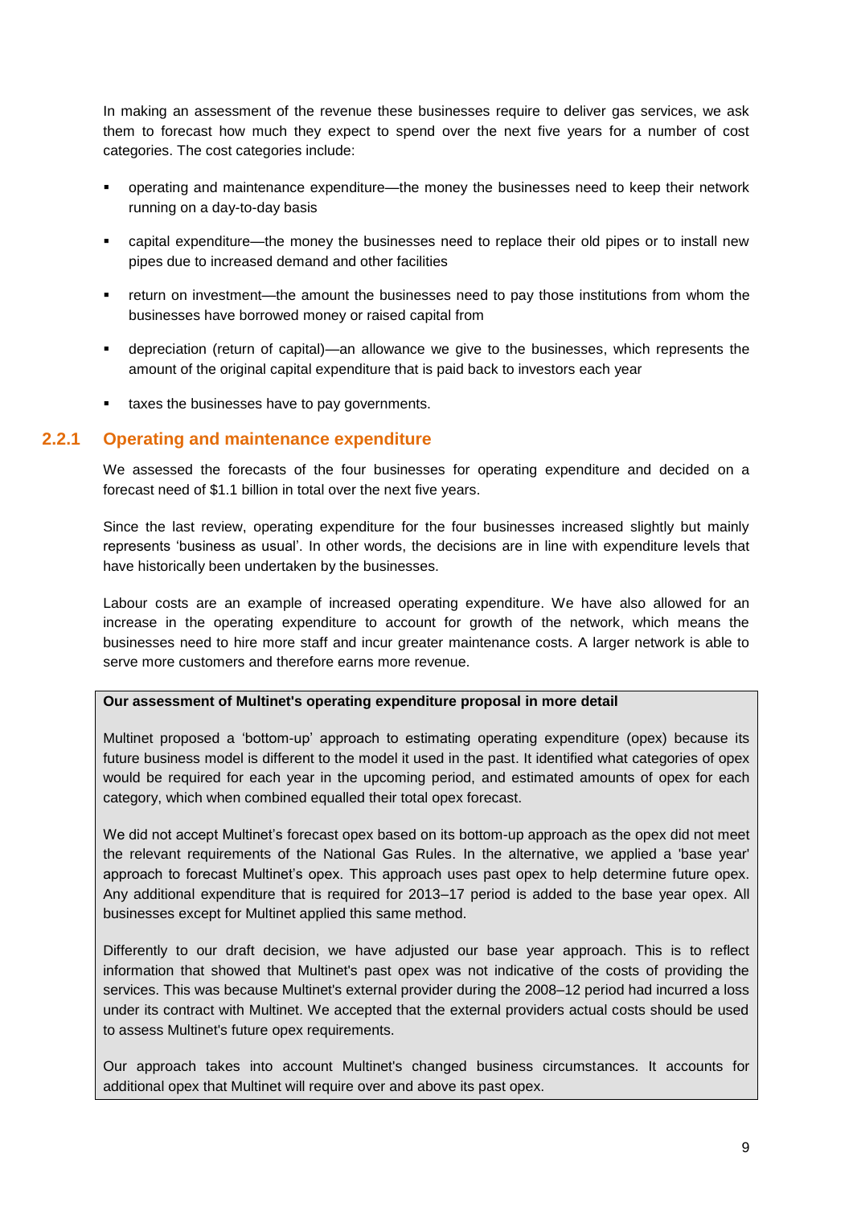In making an assessment of the revenue these businesses require to deliver gas services, we ask them to forecast how much they expect to spend over the next five years for a number of cost categories. The cost categories include:

- operating and maintenance expenditure—the money the businesses need to keep their network running on a day-to-day basis
- capital expenditure—the money the businesses need to replace their old pipes or to install new pipes due to increased demand and other facilities
- return on investment—the amount the businesses need to pay those institutions from whom the businesses have borrowed money or raised capital from
- depreciation (return of capital)—an allowance we give to the businesses, which represents the amount of the original capital expenditure that is paid back to investors each year
- taxes the businesses have to pay governments.

### 2.2.1 Operating and maintenance expenditure

We assessed the forecasts of the four businesses for operating expenditure and decided on a forecast need of $1.1 billion in total over the next five years.

Since the last review, operating expenditure for the four businesses increased slightly but mainly represents 'business as usual'. In other words, the decisions are in line with expenditure levels that have historically been undertaken by the businesses.

Labour costs are an example of increased operating expenditure. We have also allowed for an increase in the operating expenditure to account for growth of the network, which means the businesses need to hire more staff and incur greater maintenance costs. A larger network is able to serve more customers and therefore earns more revenue.

**Our assessment of Multinet's operating expenditure proposal in more detail**

Multinet proposed a 'bottom-up' approach to estimating operating expenditure (opex) because its future business model is different to the model it used in the past. It identified what categories of opex would be required for each year in the upcoming period, and estimated amounts of opex for each category, which when combined equalled their total opex forecast.

We did not accept Multinet's forecast opex based on its bottom-up approach as the opex did not meet the relevant requirements of the National Gas Rules. In the alternative, we applied a 'base year' approach to forecast Multinet's opex. This approach uses past opex to help determine future opex. Any additional expenditure that is required for 2013–17 period is added to the base year opex. All businesses except for Multinet applied this same method.

Differently to our draft decision, we have adjusted our base year approach. This is to reflect information that showed that Multinet's past opex was not indicative of the costs of providing the services. This was because Multinet's external provider during the 2008–12 period had incurred a loss under its contract with Multinet. We accepted that the external providers actual costs should be used to assess Multinet's future opex requirements.

Our approach takes into account Multinet's changed business circumstances. It accounts for additional opex that Multinet will require over and above its past opex.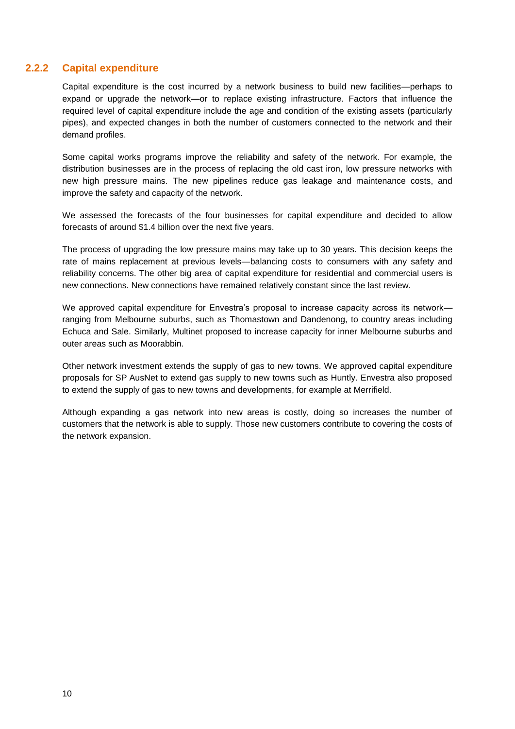### 2.2.2 Capital expenditure

Capital expenditure is the cost incurred by a network business to build new facilities—perhaps to expand or upgrade the network—or to replace existing infrastructure. Factors that influence the required level of capital expenditure include the age and condition of the existing assets (particularly pipes), and expected changes in both the number of customers connected to the network and their demand profiles.

Some capital works programs improve the reliability and safety of the network. For example, the distribution businesses are in the process of replacing the old cast iron, low pressure networks with new high pressure mains. The new pipelines reduce gas leakage and maintenance costs, and improve the safety and capacity of the network.

We assessed the forecasts of the four businesses for capital expenditure and decided to allow forecasts of around $1.4 billion over the next five years.

The process of upgrading the low pressure mains may take up to 30 years. This decision keeps the rate of mains replacement at previous levels—balancing costs to consumers with any safety and reliability concerns. The other big area of capital expenditure for residential and commercial users is new connections. New connections have remained relatively constant since the last review.

We approved capital expenditure for Envestra's proposal to increase capacity across its network—ranging from Melbourne suburbs, such as Thomastown and Dandenong, to country areas including Echuca and Sale. Similarly, Multinet proposed to increase capacity for inner Melbourne suburbs and outer areas such as Moorabbin.

Other network investment extends the supply of gas to new towns. We approved capital expenditure proposals for SP AusNet to extend gas supply to new towns such as Huntly. Envestra also proposed to extend the supply of gas to new towns and developments, for example at Merrifield.

Although expanding a gas network into new areas is costly, doing so increases the number of customers that the network is able to supply. Those new customers contribute to covering the costs of the network expansion.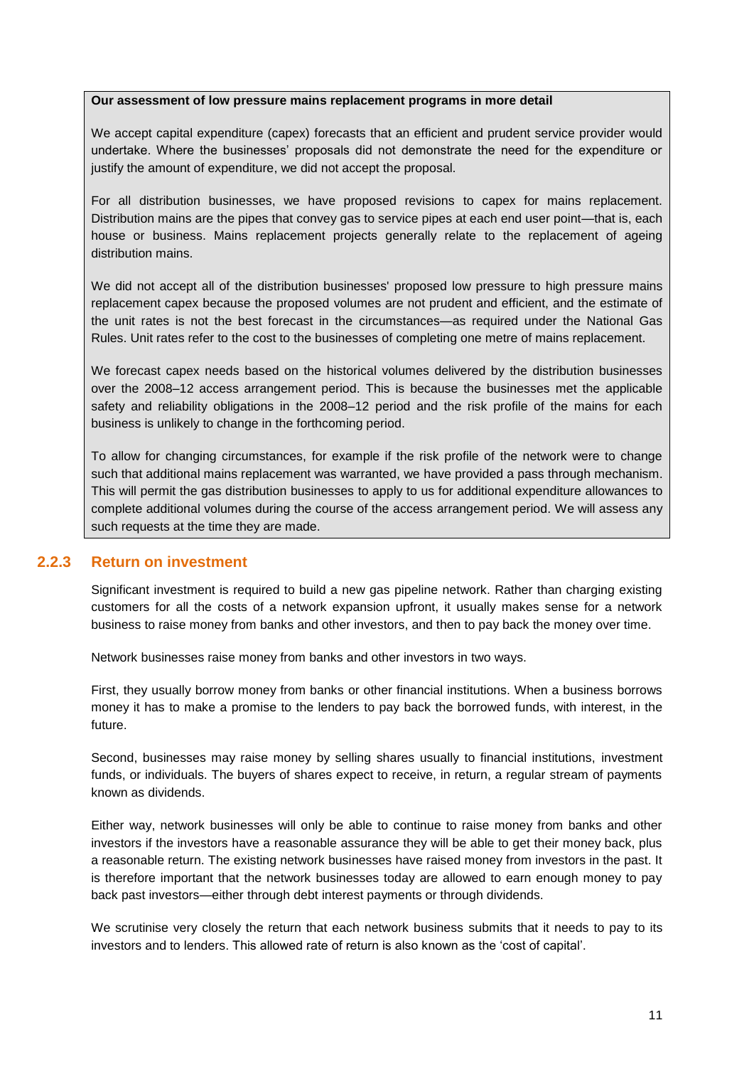**Our assessment of low pressure mains replacement programs in more detail**

We accept capital expenditure (capex) forecasts that an efficient and prudent service provider would undertake. Where the businesses' proposals did not demonstrate the need for the expenditure or justify the amount of expenditure, we did not accept the proposal.

For all distribution businesses, we have proposed revisions to capex for mains replacement. Distribution mains are the pipes that convey gas to service pipes at each end user point—that is, each house or business. Mains replacement projects generally relate to the replacement of ageing distribution mains.

We did not accept all of the distribution businesses' proposed low pressure to high pressure mains replacement capex because the proposed volumes are not prudent and efficient, and the estimate of the unit rates is not the best forecast in the circumstances—as required under the National Gas Rules. Unit rates refer to the cost to the businesses of completing one metre of mains replacement.

We forecast capex needs based on the historical volumes delivered by the distribution businesses over the 2008–12 access arrangement period. This is because the businesses met the applicable safety and reliability obligations in the 2008–12 period and the risk profile of the mains for each business is unlikely to change in the forthcoming period.

To allow for changing circumstances, for example if the risk profile of the network were to change such that additional mains replacement was warranted, we have provided a pass through mechanism. This will permit the gas distribution businesses to apply to us for additional expenditure allowances to complete additional volumes during the course of the access arrangement period. We will assess any such requests at the time they are made.

### 2.2.3 Return on investment

Significant investment is required to build a new gas pipeline network. Rather than charging existing customers for all the costs of a network expansion upfront, it usually makes sense for a network business to raise money from banks and other investors, and then to pay back the money over time.

Network businesses raise money from banks and other investors in two ways.

First, they usually borrow money from banks or other financial institutions. When a business borrows money it has to make a promise to the lenders to pay back the borrowed funds, with interest, in the future.

Second, businesses may raise money by selling shares usually to financial institutions, investment funds, or individuals. The buyers of shares expect to receive, in return, a regular stream of payments known as dividends.

Either way, network businesses will only be able to continue to raise money from banks and other investors if the investors have a reasonable assurance they will be able to get their money back, plus a reasonable return. The existing network businesses have raised money from investors in the past. It is therefore important that the network businesses today are allowed to earn enough money to pay back past investors—either through debt interest payments or through dividends.

We scrutinise very closely the return that each network business submits that it needs to pay to its investors and to lenders. This allowed rate of return is also known as the 'cost of capital'.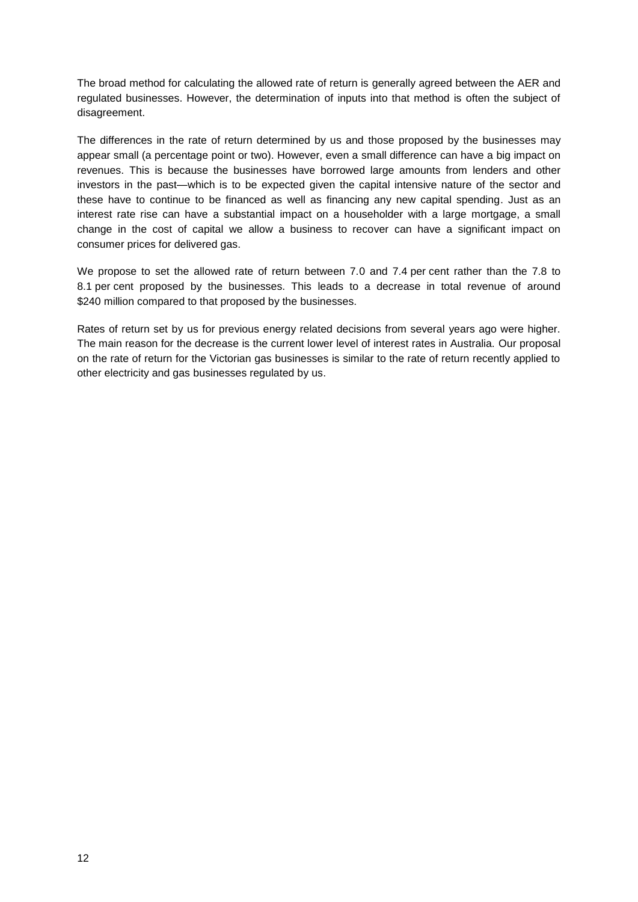The broad method for calculating the allowed rate of return is generally agreed between the AER and regulated businesses. However, the determination of inputs into that method is often the subject of disagreement.

The differences in the rate of return determined by us and those proposed by the businesses may appear small (a percentage point or two). However, even a small difference can have a big impact on revenues. This is because the businesses have borrowed large amounts from lenders and other investors in the past—which is to be expected given the capital intensive nature of the sector and these have to continue to be financed as well as financing any new capital spending. Just as an interest rate rise can have a substantial impact on a householder with a large mortgage, a small change in the cost of capital we allow a business to recover can have a significant impact on consumer prices for delivered gas.

We propose to set the allowed rate of return between 7.0 and 7.4 per cent rather than the 7.8 to 8.1 per cent proposed by the businesses. This leads to a decrease in total revenue of around $240 million compared to that proposed by the businesses.

Rates of return set by us for previous energy related decisions from several years ago were higher. The main reason for the decrease is the current lower level of interest rates in Australia. Our proposal on the rate of return for the Victorian gas businesses is similar to the rate of return recently applied to other electricity and gas businesses regulated by us.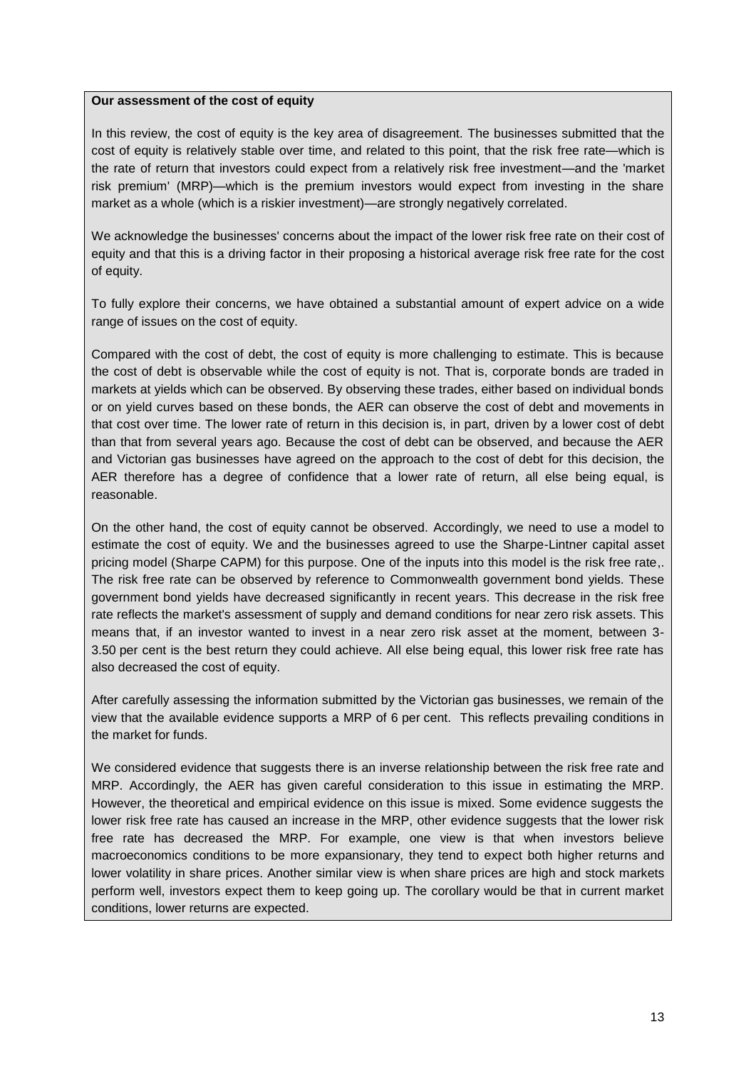**Our assessment of the cost of equity**

In this review, the cost of equity is the key area of disagreement. The businesses submitted that the cost of equity is relatively stable over time, and related to this point, that the risk free rate—which is the rate of return that investors could expect from a relatively risk free investment—and the 'market risk premium' (MRP)—which is the premium investors would expect from investing in the share market as a whole (which is a riskier investment)—are strongly negatively correlated.

We acknowledge the businesses' concerns about the impact of the lower risk free rate on their cost of equity and that this is a driving factor in their proposing a historical average risk free rate for the cost of equity.

To fully explore their concerns, we have obtained a substantial amount of expert advice on a wide range of issues on the cost of equity.

Compared with the cost of debt, the cost of equity is more challenging to estimate. This is because the cost of debt is observable while the cost of equity is not. That is, corporate bonds are traded in markets at yields which can be observed. By observing these trades, either based on individual bonds or on yield curves based on these bonds, the AER can observe the cost of debt and movements in that cost over time. The lower rate of return in this decision is, in part, driven by a lower cost of debt than that from several years ago. Because the cost of debt can be observed, and because the AER and Victorian gas businesses have agreed on the approach to the cost of debt for this decision, the AER therefore has a degree of confidence that a lower rate of return, all else being equal, is reasonable.

On the other hand, the cost of equity cannot be observed. Accordingly, we need to use a model to estimate the cost of equity. We and the businesses agreed to use the Sharpe-Lintner capital asset pricing model (Sharpe CAPM) for this purpose. One of the inputs into this model is the risk free rate,. The risk free rate can be observed by reference to Commonwealth government bond yields. These government bond yields have decreased significantly in recent years. This decrease in the risk free rate reflects the market's assessment of supply and demand conditions for near zero risk assets. This means that, if an investor wanted to invest in a near zero risk asset at the moment, between 3-3.50 per cent is the best return they could achieve. All else being equal, this lower risk free rate has also decreased the cost of equity.

After carefully assessing the information submitted by the Victorian gas businesses, we remain of the view that the available evidence supports a MRP of 6 per cent. This reflects prevailing conditions in the market for funds.

We considered evidence that suggests there is an inverse relationship between the risk free rate and MRP. Accordingly, the AER has given careful consideration to this issue in estimating the MRP. However, the theoretical and empirical evidence on this issue is mixed. Some evidence suggests the lower risk free rate has caused an increase in the MRP, other evidence suggests that the lower risk free rate has decreased the MRP. For example, one view is that when investors believe macroeconomics conditions to be more expansionary, they tend to expect both higher returns and lower volatility in share prices. Another similar view is when share prices are high and stock markets perform well, investors expect them to keep going up. The corollary would be that in current market conditions, lower returns are expected.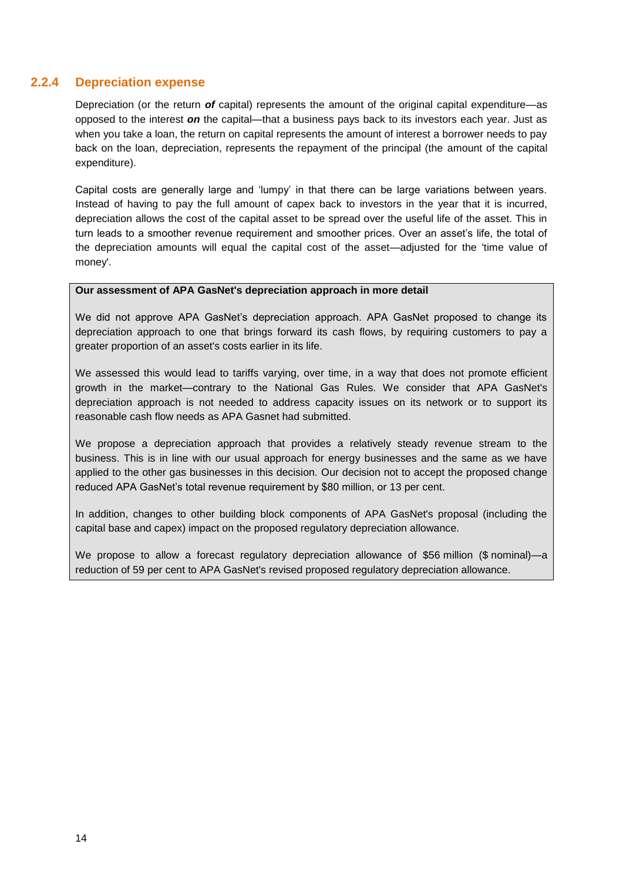### 2.2.4 Depreciation expense

Depreciation (or the return ***of*** capital) represents the amount of the original capital expenditure—as opposed to the interest ***on*** the capital—that a business pays back to its investors each year. Just as when you take a loan, the return on capital represents the amount of interest a borrower needs to pay back on the loan, depreciation, represents the repayment of the principal (the amount of the capital expenditure).

Capital costs are generally large and 'lumpy' in that there can be large variations between years. Instead of having to pay the full amount of capex back to investors in the year that it is incurred, depreciation allows the cost of the capital asset to be spread over the useful life of the asset. This in turn leads to a smoother revenue requirement and smoother prices. Over an asset's life, the total of the depreciation amounts will equal the capital cost of the asset—adjusted for the 'time value of money'.

**Our assessment of APA GasNet's depreciation approach in more detail**

We did not approve APA GasNet's depreciation approach. APA GasNet proposed to change its depreciation approach to one that brings forward its cash flows, by requiring customers to pay a greater proportion of an asset's costs earlier in its life.

We assessed this would lead to tariffs varying, over time, in a way that does not promote efficient growth in the market—contrary to the National Gas Rules. We consider that APA GasNet's depreciation approach is not needed to address capacity issues on its network or to support its reasonable cash flow needs as APA Gasnet had submitted.

We propose a depreciation approach that provides a relatively steady revenue stream to the business. This is in line with our usual approach for energy businesses and the same as we have applied to the other gas businesses in this decision. Our decision not to accept the proposed change reduced APA GasNet's total revenue requirement by $80 million, or 13 per cent.

In addition, changes to other building block components of APA GasNet's proposal (including the capital base and capex) impact on the proposed regulatory depreciation allowance.

We propose to allow a forecast regulatory depreciation allowance of $56 million ($ nominal)—a reduction of 59 per cent to APA GasNet's revised proposed regulatory depreciation allowance.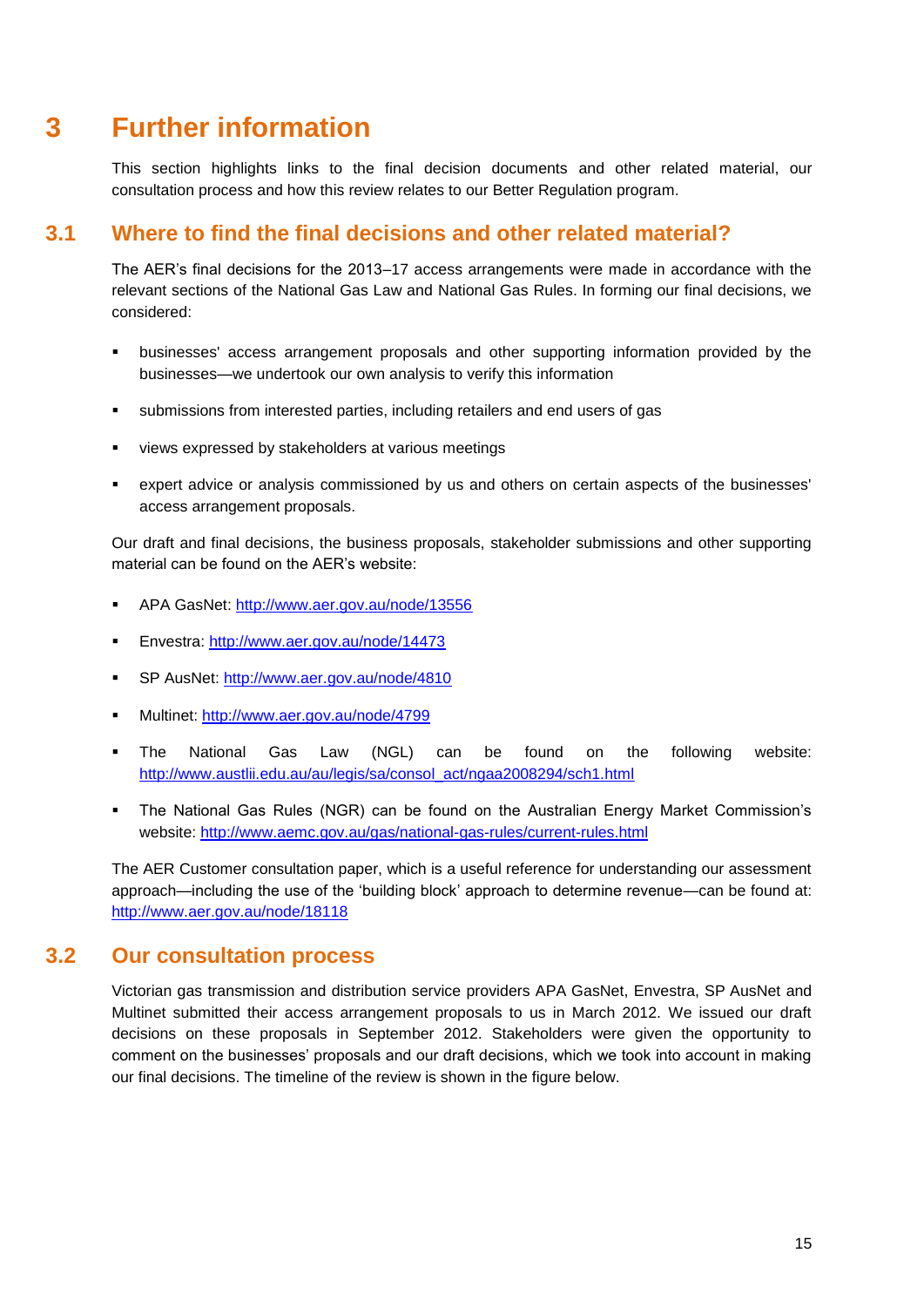# 3 Further information

This section highlights links to the final decision documents and other related material, our consultation process and how this review relates to our Better Regulation program.

## 3.1 Where to find the final decisions and other related material?

The AER's final decisions for the 2013–17 access arrangements were made in accordance with the relevant sections of the National Gas Law and National Gas Rules. In forming our final decisions, we considered:

- businesses' access arrangement proposals and other supporting information provided by the businesses—we undertook our own analysis to verify this information
- submissions from interested parties, including retailers and end users of gas
- views expressed by stakeholders at various meetings
- expert advice or analysis commissioned by us and others on certain aspects of the businesses' access arrangement proposals.

Our draft and final decisions, the business proposals, stakeholder submissions and other supporting material can be found on the AER's website:

- APA GasNet: http://www.aer.gov.au/node/13556
- Envestra: http://www.aer.gov.au/node/14473
- SP AusNet: http://www.aer.gov.au/node/4810
- Multinet: http://www.aer.gov.au/node/4799
- The National Gas Law (NGL) can be found on the following website: http://www.austlii.edu.au/au/legis/sa/consol_act/ngaa2008294/sch1.html
- The National Gas Rules (NGR) can be found on the Australian Energy Market Commission's website: http://www.aemc.gov.au/gas/national-gas-rules/current-rules.html

The AER Customer consultation paper, which is a useful reference for understanding our assessment approach—including the use of the 'building block' approach to determine revenue—can be found at: http://www.aer.gov.au/node/18118

## 3.2 Our consultation process

Victorian gas transmission and distribution service providers APA GasNet, Envestra, SP AusNet and Multinet submitted their access arrangement proposals to us in March 2012. We issued our draft decisions on these proposals in September 2012. Stakeholders were given the opportunity to comment on the businesses' proposals and our draft decisions, which we took into account in making our final decisions. The timeline of the review is shown in the figure below.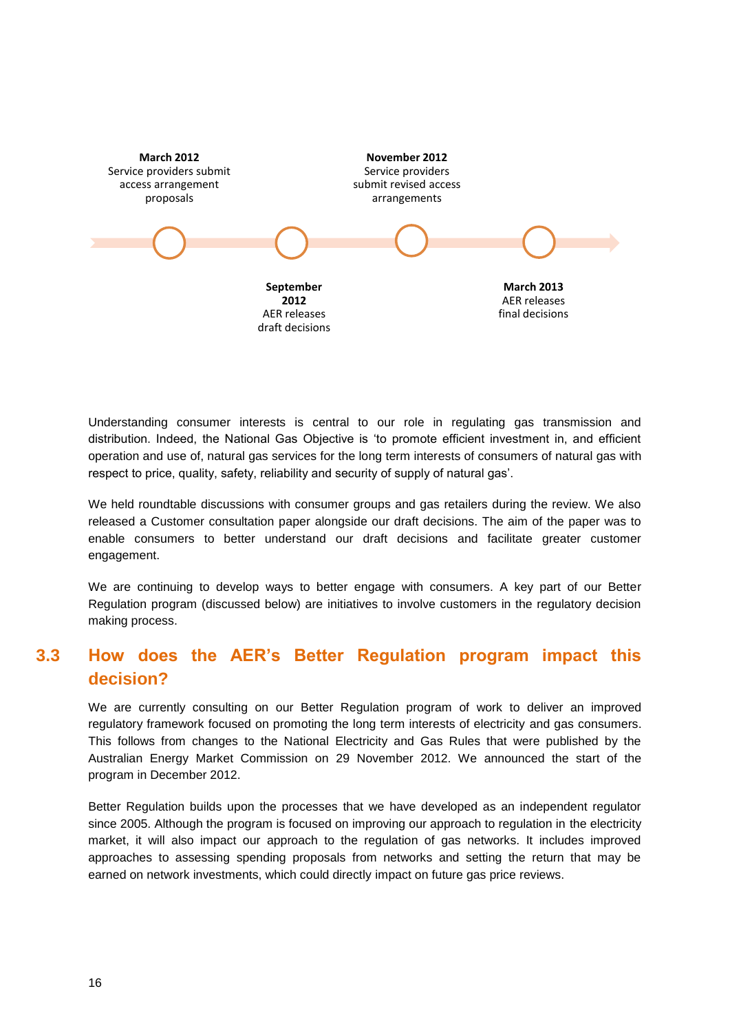**March 2012**
Service providers submit access arrangement proposals

**September 2012**
AER releases draft decisions

**November 2012**
Service providers submit revised access arrangements

**March 2013**
AER releases final decisions

Understanding consumer interests is central to our role in regulating gas transmission and distribution. Indeed, the National Gas Objective is 'to promote efficient investment in, and efficient operation and use of, natural gas services for the long term interests of consumers of natural gas with respect to price, quality, safety, reliability and security of supply of natural gas'.

We held roundtable discussions with consumer groups and gas retailers during the review. We also released a Customer consultation paper alongside our draft decisions. The aim of the paper was to enable consumers to better understand our draft decisions and facilitate greater customer engagement.

We are continuing to develop ways to better engage with consumers. A key part of our Better Regulation program (discussed below) are initiatives to involve customers in the regulatory decision making process.

## 3.3 How does the AER's Better Regulation program impact this decision?

We are currently consulting on our Better Regulation program of work to deliver an improved regulatory framework focused on promoting the long term interests of electricity and gas consumers. This follows from changes to the National Electricity and Gas Rules that were published by the Australian Energy Market Commission on 29 November 2012. We announced the start of the program in December 2012.

Better Regulation builds upon the processes that we have developed as an independent regulator since 2005. Although the program is focused on improving our approach to regulation in the electricity market, it will also impact our approach to the regulation of gas networks. It includes improved approaches to assessing spending proposals from networks and setting the return that may be earned on network investments, which could directly impact on future gas price reviews.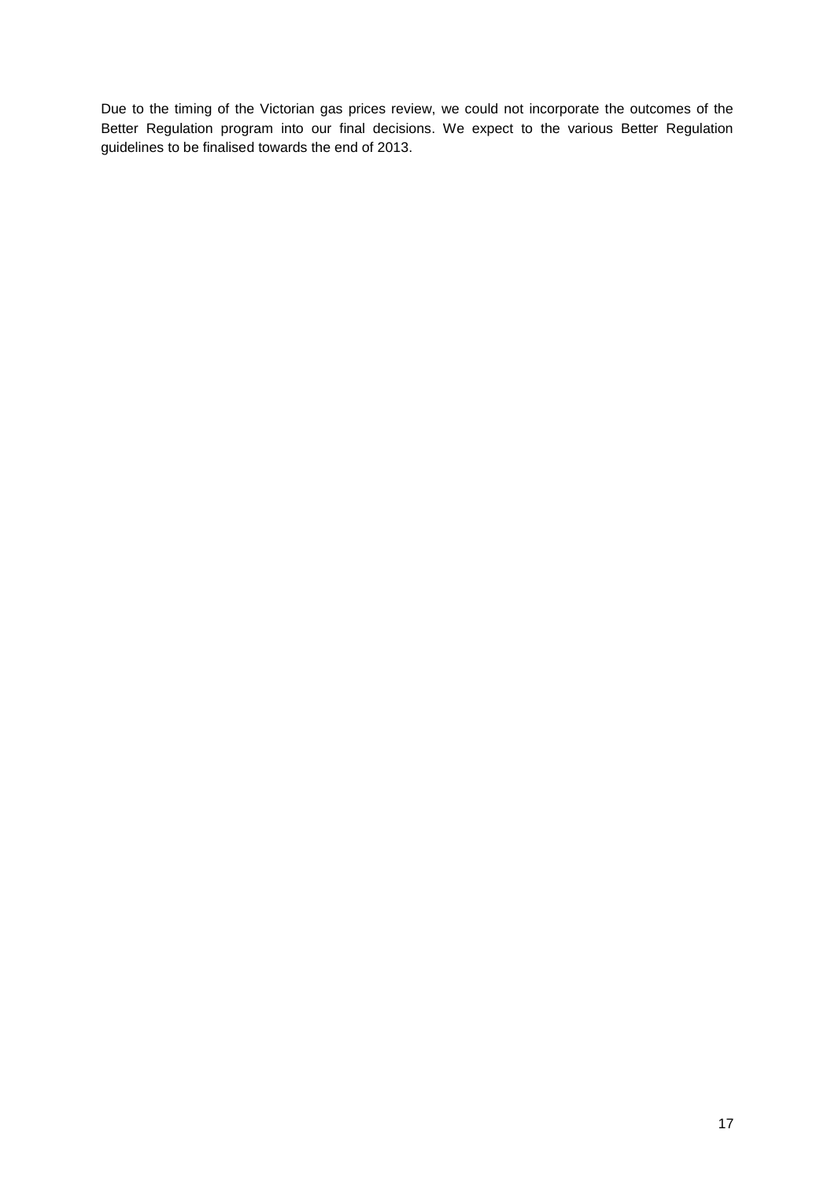Due to the timing of the Victorian gas prices review, we could not incorporate the outcomes of the Better Regulation program into our final decisions. We expect to the various Better Regulation guidelines to be finalised towards the end of 2013.